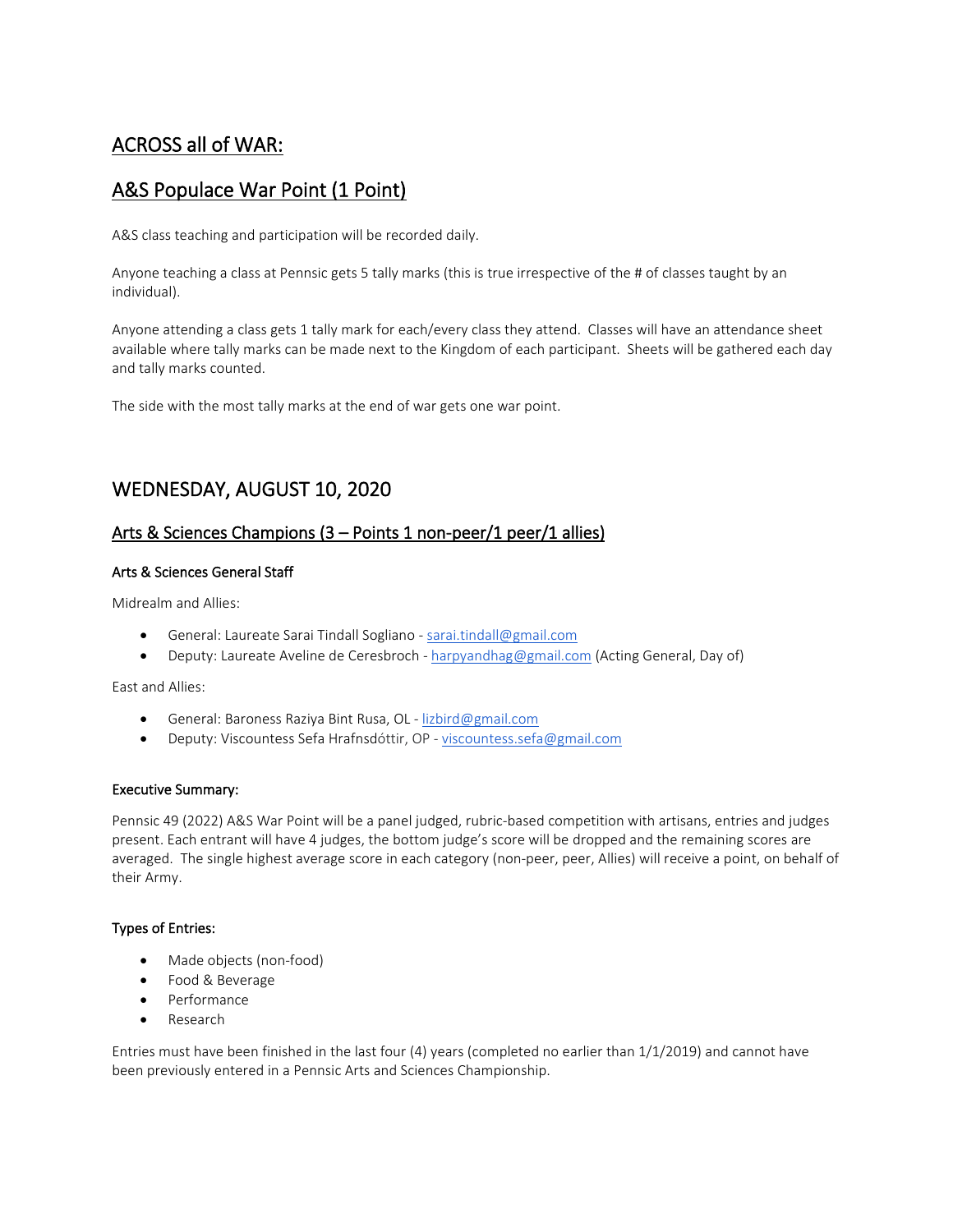## ACROSS all of WAR:

## A&S Populace War Point (1 Point)

A&S class teaching and participation will be recorded daily.

Anyone teaching a class at Pennsic gets 5 tally marks (this is true irrespective of the # of classes taught by an individual).

Anyone attending a class gets 1 tally mark for each/every class they attend. Classes will have an attendance sheet available where tally marks can be made next to the Kingdom of each participant. Sheets will be gathered each day and tally marks counted.

The side with the most tally marks at the end of war gets one war point.

## WEDNESDAY, AUGUST 10, 2020

### Arts & Sciences Champions (3 – Points 1 non-peer/1 peer/1 allies)

#### Arts & Sciences General Staff

Midrealm and Allies:

- General: Laureate Sarai Tindall Sogliano - sarai.tindall@gmail.com
- Deputy: Laureate Aveline de Ceresbroch - harpyandhag@gmail.com (Acting General, Day of)

East and Allies:

- General: Baroness Raziya Bint Rusa, OL - lizbird@gmail.com
- Deputy: Viscountess Sefa Hrafnsdóttir, OP - viscountess.sefa@gmail.com

#### Executive Summary:

Pennsic 49 (2022) A&S War Point will be a panel judged, rubric-based competition with artisans, entries and judges present. Each entrant will have 4 judges, the bottom judge's score will be dropped and the remaining scores are averaged. The single highest average score in each category (non-peer, peer, Allies) will receive a point, on behalf of their Army.

#### Types of Entries:

- Made objects (non-food)
- Food & Beverage
- Performance
- Research

Entries must have been finished in the last four (4) years (completed no earlier than 1/1/2019) and cannot have been previously entered in a Pennsic Arts and Sciences Championship.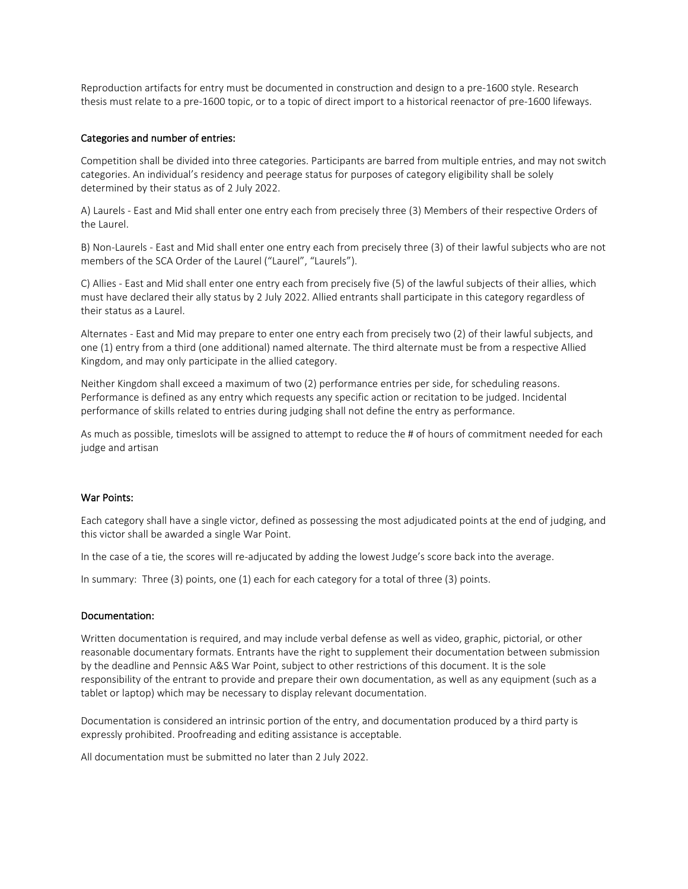Reproduction artifacts for entry must be documented in construction and design to a pre-1600 style. Research thesis must relate to a pre-1600 topic, or to a topic of direct import to a historical reenactor of pre-1600 lifeways.

## Categories and number of entries:

Competition shall be divided into three categories. Participants are barred from multiple entries, and may not switch categories. An individual's residency and peerage status for purposes of category eligibility shall be solely determined by their status as of 2 July 2022.

A) Laurels - East and Mid shall enter one entry each from precisely three (3) Members of their respective Orders of the Laurel.

B) Non-Laurels - East and Mid shall enter one entry each from precisely three (3) of their lawful subjects who are not members of the SCA Order of the Laurel ("Laurel", "Laurels").

C) Allies - East and Mid shall enter one entry each from precisely five (5) of the lawful subjects of their allies, which must have declared their ally status by 2 July 2022. Allied entrants shall participate in this category regardless of their status as a Laurel.

Alternates - East and Mid may prepare to enter one entry each from precisely two (2) of their lawful subjects, and one (1) entry from a third (one additional) named alternate. The third alternate must be from a respective Allied Kingdom, and may only participate in the allied category.

Neither Kingdom shall exceed a maximum of two (2) performance entries per side, for scheduling reasons. Performance is defined as any entry which requests any specific action or recitation to be judged. Incidental performance of skills related to entries during judging shall not define the entry as performance.

As much as possible, timeslots will be assigned to attempt to reduce the # of hours of commitment needed for each judge and artisan

## War Points:

Each category shall have a single victor, defined as possessing the most adjudicated points at the end of judging, and this victor shall be awarded a single War Point.

In the case of a tie, the scores will re-adjucated by adding the lowest Judge's score back into the average.

In summary: Three (3) points, one (1) each for each category for a total of three (3) points.

## Documentation:

Written documentation is required, and may include verbal defense as well as video, graphic, pictorial, or other reasonable documentary formats. Entrants have the right to supplement their documentation between submission by the deadline and Pennsic A&S War Point, subject to other restrictions of this document. It is the sole responsibility of the entrant to provide and prepare their own documentation, as well as any equipment (such as a tablet or laptop) which may be necessary to display relevant documentation.

Documentation is considered an intrinsic portion of the entry, and documentation produced by a third party is expressly prohibited. Proofreading and editing assistance is acceptable.

All documentation must be submitted no later than 2 July 2022.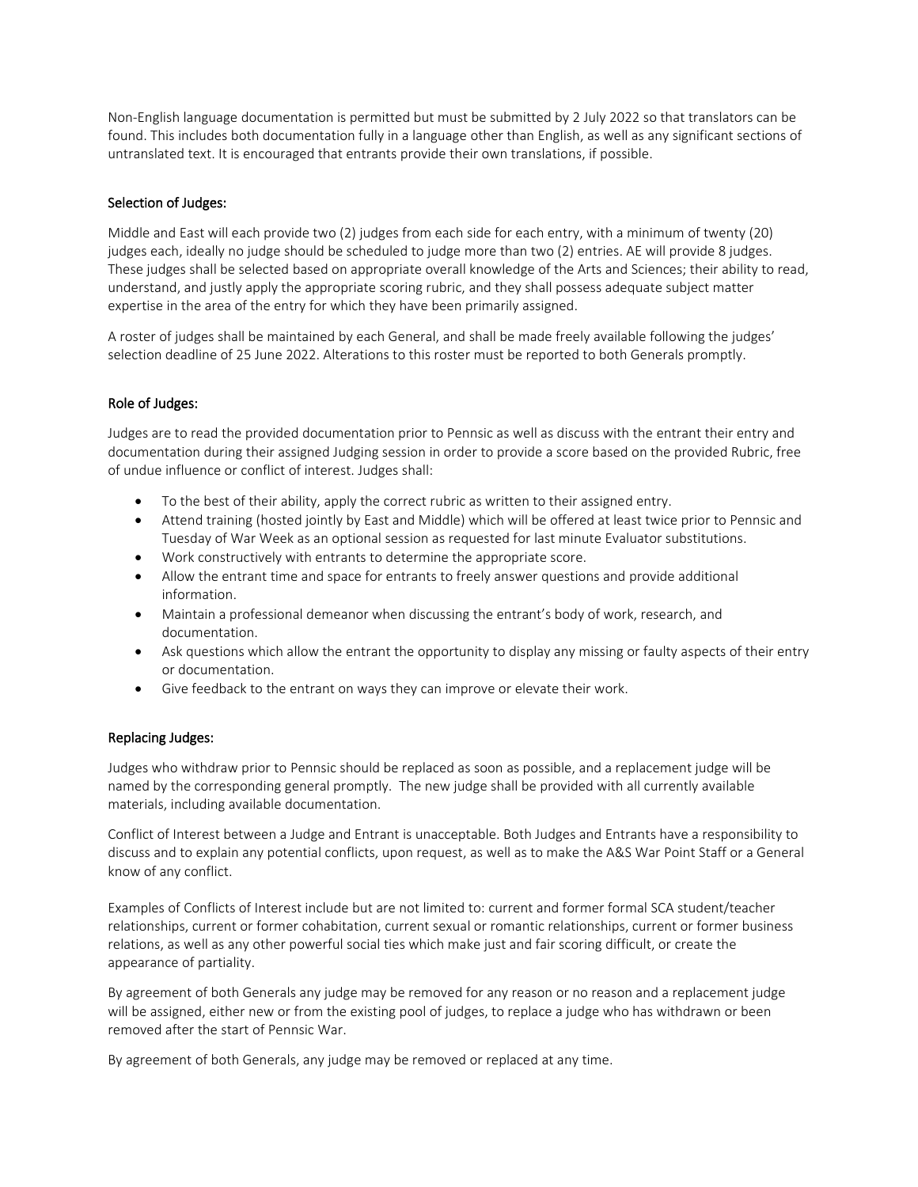Non-English language documentation is permitted but must be submitted by 2 July 2022 so that translators can be found. This includes both documentation fully in a language other than English, as well as any significant sections of untranslated text. It is encouraged that entrants provide their own translations, if possible.

## Selection of Judges:

Middle and East will each provide two (2) judges from each side for each entry, with a minimum of twenty (20) judges each, ideally no judge should be scheduled to judge more than two (2) entries. AE will provide 8 judges. These judges shall be selected based on appropriate overall knowledge of the Arts and Sciences; their ability to read, understand, and justly apply the appropriate scoring rubric, and they shall possess adequate subject matter expertise in the area of the entry for which they have been primarily assigned.

A roster of judges shall be maintained by each General, and shall be made freely available following the judges' selection deadline of 25 June 2022. Alterations to this roster must be reported to both Generals promptly.

## Role of Judges:

Judges are to read the provided documentation prior to Pennsic as well as discuss with the entrant their entry and documentation during their assigned Judging session in order to provide a score based on the provided Rubric, free of undue influence or conflict of interest. Judges shall:

- To the best of their ability, apply the correct rubric as written to their assigned entry.
- Attend training (hosted jointly by East and Middle) which will be offered at least twice prior to Pennsic and Tuesday of War Week as an optional session as requested for last minute Evaluator substitutions.
- Work constructively with entrants to determine the appropriate score.
- Allow the entrant time and space for entrants to freely answer questions and provide additional information.
- Maintain a professional demeanor when discussing the entrant's body of work, research, and documentation.
- Ask questions which allow the entrant the opportunity to display any missing or faulty aspects of their entry or documentation.
- Give feedback to the entrant on ways they can improve or elevate their work.

## Replacing Judges:

Judges who withdraw prior to Pennsic should be replaced as soon as possible, and a replacement judge will be named by the corresponding general promptly. The new judge shall be provided with all currently available materials, including available documentation.

Conflict of Interest between a Judge and Entrant is unacceptable. Both Judges and Entrants have a responsibility to discuss and to explain any potential conflicts, upon request, as well as to make the A&S War Point Staff or a General know of any conflict.

Examples of Conflicts of Interest include but are not limited to: current and former formal SCA student/teacher relationships, current or former cohabitation, current sexual or romantic relationships, current or former business relations, as well as any other powerful social ties which make just and fair scoring difficult, or create the appearance of partiality.

By agreement of both Generals any judge may be removed for any reason or no reason and a replacement judge will be assigned, either new or from the existing pool of judges, to replace a judge who has withdrawn or been removed after the start of Pennsic War.

By agreement of both Generals, any judge may be removed or replaced at any time.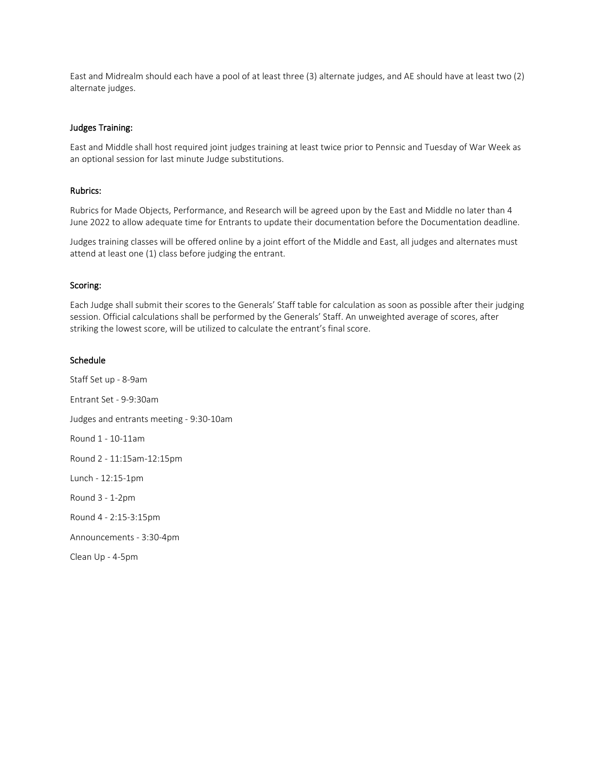East and Midrealm should each have a pool of at least three (3) alternate judges, and AE should have at least two (2) alternate judges.

### Judges Training:

East and Middle shall host required joint judges training at least twice prior to Pennsic and Tuesday of War Week as an optional session for last minute Judge substitutions.

### Rubrics:

Rubrics for Made Objects, Performance, and Research will be agreed upon by the East and Middle no later than 4 June 2022 to allow adequate time for Entrants to update their documentation before the Documentation deadline.

Judges training classes will be offered online by a joint effort of the Middle and East, all judges and alternates must attend at least one (1) class before judging the entrant.

### Scoring:

Each Judge shall submit their scores to the Generals' Staff table for calculation as soon as possible after their judging session. Official calculations shall be performed by the Generals' Staff. An unweighted average of scores, after striking the lowest score, will be utilized to calculate the entrant's final score.

### Schedule

Staff Set up - 8-9am

Entrant Set - 9-9:30am

Judges and entrants meeting - 9:30-10am

Round 1 - 10-11am

Round 2 - 11:15am-12:15pm

Lunch - 12:15-1pm

Round 3 - 1-2pm

Round 4 - 2:15-3:15pm

Announcements - 3:30-4pm

Clean Up - 4-5pm